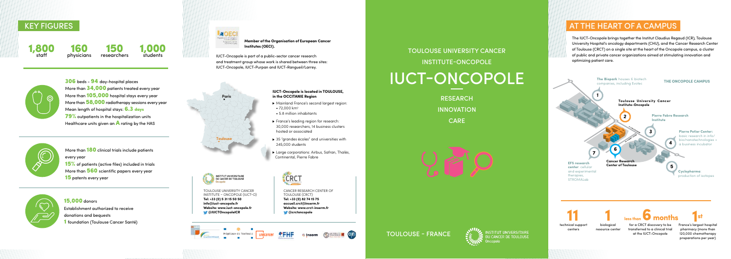## KEY FIGURES

**1,800** staff
**160** physicians
**150** researchers
**1,000** students

**306** beds - **94** day-hospital places
More than **34,000** patients treated every year
More than **105,000** hospital stays every year
More than **58,000** radiotherapy sessions every year
Mean length of hospital stays: **6.3 days**
**79%** outpatients in the hospitalization units
Healthcare units given an **A** rating by the HAS

More than **180** clinical trials include patients every year
**15%** of patients (active files) included in trials
More than **560** scientific papers every year
**15** patents every year

**15,000** donors
Establishment authorized to receive donations and bequests
**1** foundation (Toulouse Cancer Santé)

**Member of the Organisation of European Cancer Institutes (OECI).**

IUCT-Oncopole is part of a public-sector cancer research and treatment group whose work is shared between three sites: IUCT-Oncopole, IUCT-Purpan and IUCT-Rangueil/Larrey.

Paris

Toulouse

**IUCT-Oncopole is located in TOULOUSE, in the OCCITANIE Region**

- Mainland France's second largest region:
  - 72,000 km²
  - 5.8 million inhabitants
- France's leading region for research: 30,000 researchers, 14 business clusters hosted or associated
- 35 "grandes écoles" and universities with 245,000 students
- Large corporations: Airbus, Safran, Thalès, Continental, Pierre Fabre

TOULOUSE UNIVERSITY CANCER INSTITUTE – ONCOPOLE (IUCT-O)
**Tel: +33 (0) 5 31 15 50 50**
**info@iuct-oncopole.fr**
**Website: www.iuct-oncopole.fr**
**@IUCTOncopoleICR**

CANCER RESEARCH CENTER OF TOULOUSE (CRCT)
**Tel: +33 (0) 82 74 15 75**
**accueil.crct@inserm.fr**
**Website: www.crct-inserm.fr**
**@crctoncopole**

# TOULOUSE UNIVERSITY CANCER INSTITUTE-ONCOPOLE

# IUCT-ONCOPOLE

RESEARCH
INNOVATION
CARE

TOULOUSE - FRANCE

## AT THE HEART OF A CAMPUS

The IUCT-Oncopole brings together the Institut Claudius Regaud (ICR), Toulouse University Hospital's oncology departments (CHU), and the Cancer Research Center of Toulouse (CRCT) on a single site at the heart of the Oncopole campus, a cluster of public and private cancer organizations aimed at stimulating innovation and optimizing patient care.

**THE ONCOPOLE CAMPUS**

1. **The Biopark** houses 6 biotech companies, including Evotec
2. **Toulouse University Cancer Institute-Oncopole**
3. **Pierre Fabre Research Institute**
4. **Pierre Potier Center:** basic research in info/bio/nanotechnologies + a business incubator
5. **Cyclopharma** production of isotopes
6. **Cancer Research Center of Toulouse**
7. **EFS research center**: cellular and experimental therapies, STROMALab

**11** technical support centers

**1** biological resource center

**less than 6 months** for a CRCT discovery to be transferred to a clinical trial at the IUCT-Oncopole

**1st** France's largest hospital pharmacy (more than 120,000 chemotherapy preparations per year)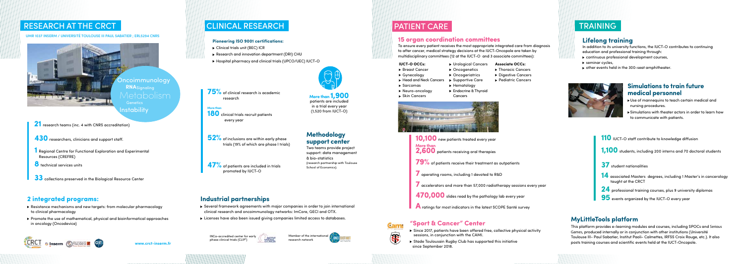# RESEARCH AT THE CRCT

UMR 1037 INSERM / UNIVERSITÉ TOULOUSE III PAUL SABATIER ; ERL5294 CNRS

Oncoimmunology
RNA Signaling
Metabolism
Genetics
Instability

**21** research teams (inc. 4 with CNRS accreditation)

**430** researchers, clinicians and support staff.

**1** Regional Centre for Functional Exploration and Experimental Resources (CREFRE)

**8** technical services units

**33** collections preserved in the Biological Resource Center

## 2 integrated programs:

- Resistance mechanisms and new targets: from molecular pharmacology to clinical pharmacology
- Promote the use of mathematical, physical and bioinformatical approaches in oncology (Oncodevice)

www.crct-inserm.fr

# CLINICAL RESEARCH

### Pioneering ISO 9001 certifications:

- Clinical trials unit (BEC) ICR
- Research and innovation department (DRI) CHU
- Hospital pharmacy and clinical trials (UPCO/UEC) IUCT-O

**75%** of clinical research is academic research

**More than 1,900** patients are included in a trial every year (1,520 from IUCT-O)

**More than 180** clinical trials recruit patients every year

**52%** of inclusions are within early phase trials (19% of which are phase I trials)

**47%** of patients are included in trials promoted by IUCT-O

### Methodology support center

Two teams provide project support: data management & bio-statistics (research partnership with Toulouse School of Economics).

## Industrial partnerships

- Several framework agreements with major companies in order to join international clinical research and oncoimmunology networks: ImCore, GECI and OTX.
- Licenses have also been issued giving companies limited access to databases.

INCa-accredited center for early phase clinical trials (CLIP²)

Member of the international research network

# PATIENT CARE

## 15 organ coordination committees

To ensure every patient receives the most appropriate integrated care from diagnosis to after cancer, medical strategy decisions at the IUCT-Oncopole are taken by multidisciplinary committees (12 at the IUCT-O and 3 associate committees):

**IUCT-O OCCs:**

- Breast Cancer
- Gynecology
- Head and Neck Cancers
- Sarcomas
- Neuro-oncology
- Skin Cancers
- Urological Cancers
- Oncogenetics
- Oncogeriatrics
- Supportive Care
- Hematology
- Endocrine & Thyroid Cancers

**Associate OCCs:**

- Thoracic Cancers
- Digestive Cancers
- Pediatric Cancers

**10,100** new patients treated every year

**More than 2,600** patients receiving oral therapies

**79%** of patients receive their treatment as outpatients

**7** operating rooms, including 1 devoted to R&D

**7** accelerators and more than 57,000 radiotherapy sessions every year

**470,000** slides read by the pathology lab every year

**A** ratings for most indicators in the latest SCOPE Santé survey

## "Sport & Cancer" Center

- Since 2017, patients have been offered free, collective physical activity sessions, in conjunction with the CAMI.
- Stade Toulousain Rugby Club has supported this initiative since September 2018.

# TRAINING

## Lifelong training

In addition to its university functions, the IUCT-O contributes to continuing education and professional training through:

- continuous professional development courses,
- seminar cycles,
- other events held in the 300-seat amphitheater.

## Simulations to train future medical personnel

- Use of mannequins to teach certain medical and nursing procedures.
- Simulations with theater actors in order to learn how to communicate with patients.

**110** IUCT-O staff contribute to knowledge diffusion

**1,100** students, including 200 interns and 70 doctoral students

**37** student nationalities

**14** associated Masters degrees, including 1 Master's in cancerology taught at the CRCT

**24** professional training courses, plus 9 university diplomas

**95** events organized by the IUCT-O every year

## MyLittleTools platform

This platform provides e-learning modules and courses, including SPOCs and Serious Games, produced internally or in conjunction with other institutions (Université Toulouse III- Paul Sabatier, Institut Paoli- Calmettes, IRFSS Croix Rouge, etc.). It also posts training courses and scientific events held at the IUCT-Oncopole.